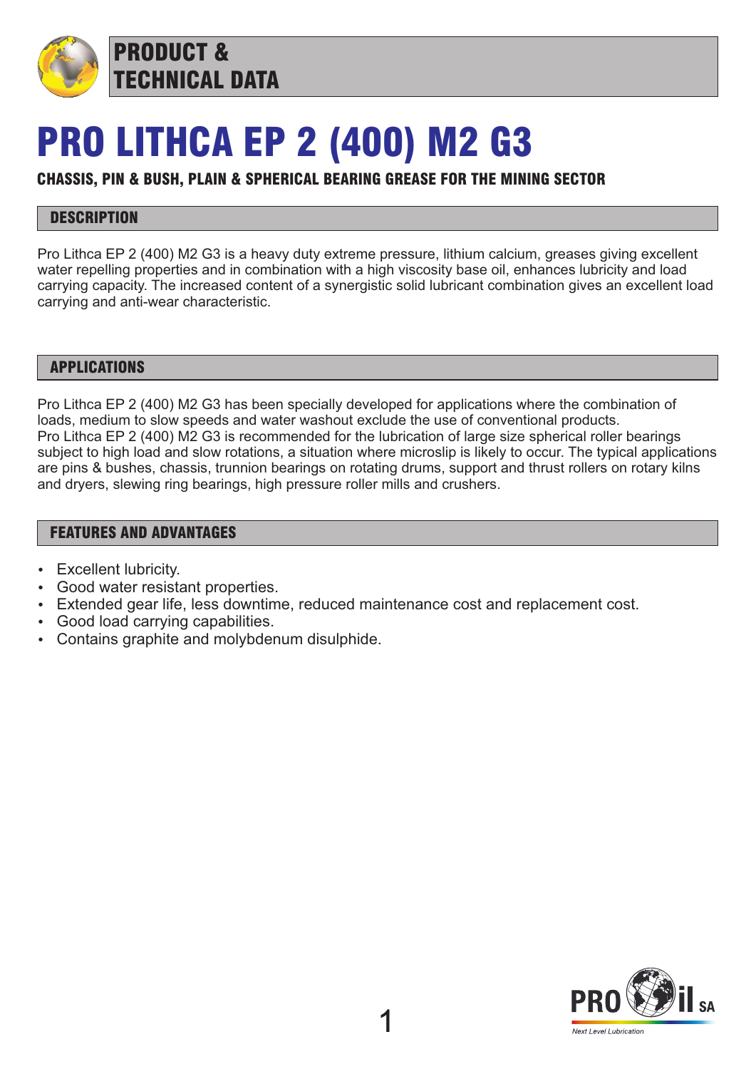# PRODUCT & TECHNICAL DATA

# PRO LITHCA EP 2 (400) M2 G3

**CHASSIS, PIN & BUSH, PLAIN & SPHERICAL BEARING GREASE FOR THE MINING SECTOR**

## DESCRIPTION

Pro Lithca EP 2 (400) M2 G3 is a heavy duty extreme pressure, lithium calcium, greases giving excellent water repelling properties and in combination with a high viscosity base oil, enhances lubricity and load carrying capacity. The increased content of a synergistic solid lubricant combination gives an excellent load carrying and anti-wear characteristic.

## APPLICATIONS

Pro Lithca EP 2 (400) M2 G3 has been specially developed for applications where the combination of loads, medium to slow speeds and water washout exclude the use of conventional products.
Pro Lithca EP 2 (400) M2 G3 is recommended for the lubrication of large size spherical roller bearings subject to high load and slow rotations, a situation where microslip is likely to occur. The typical applications are pins & bushes, chassis, trunnion bearings on rotating drums, support and thrust rollers on rotary kilns and dryers, slewing ring bearings, high pressure roller mills and crushers.

## FEATURES AND ADVANTAGES

- Excellent lubricity.
- Good water resistant properties.
- Extended gear life, less downtime, reduced maintenance cost and replacement cost.
- Good load carrying capabilities.
- Contains graphite and molybdenum disulphide.

PRO Oil SA
*Next Level Lubrication*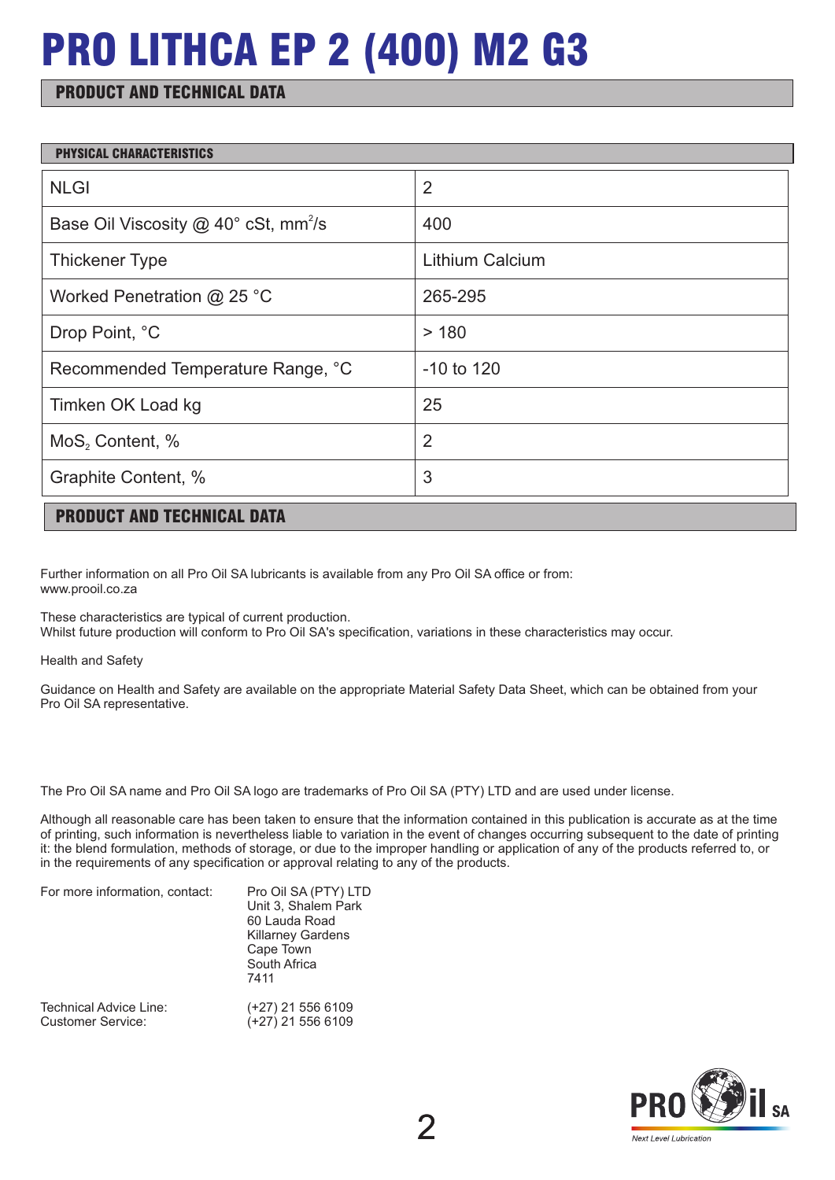# PRO LITHCA EP 2 (400) M2 G3

## PRODUCT AND TECHNICAL DATA

### PHYSICAL CHARACTERISTICS

| | |
|---|---|
| NLGI | 2 |
| Base Oil Viscosity @ 40° cSt, $mm^2/s$ | 400 |
| Thickener Type | Lithium Calcium |
| Worked Penetration @ 25 °C | 265-295 |
| Drop Point, °C | > 180 |
| Recommended Temperature Range, °C | -10 to 120 |
| Timken OK Load kg | 25 |
| $MoS_2$ Content, % | 2 |
| Graphite Content, % | 3 |

## PRODUCT AND TECHNICAL DATA

Further information on all Pro Oil SA lubricants is available from any Pro Oil SA office or from:
www.prooil.co.za

These characteristics are typical of current production.
Whilst future production will conform to Pro Oil SA's specification, variations in these characteristics may occur.

Health and Safety

Guidance on Health and Safety are available on the appropriate Material Safety Data Sheet, which can be obtained from your Pro Oil SA representative.

The Pro Oil SA name and Pro Oil SA logo are trademarks of Pro Oil SA (PTY) LTD and are used under license.

Although all reasonable care has been taken to ensure that the information contained in this publication is accurate as at the time of printing, such information is nevertheless liable to variation in the event of changes occurring subsequent to the date of printing it: the blend formulation, methods of storage, or due to the improper handling or application of any of the products referred to, or in the requirements of any specification or approval relating to any of the products.

For more information, contact:

Pro Oil SA (PTY) LTD
Unit 3, Shalem Park
60 Lauda Road
Killarney Gardens
Cape Town
South Africa
7411

Technical Advice Line: (+27) 21 556 6109
Customer Service: (+27) 21 556 6109

PRO Oil SA
Next Level Lubrication